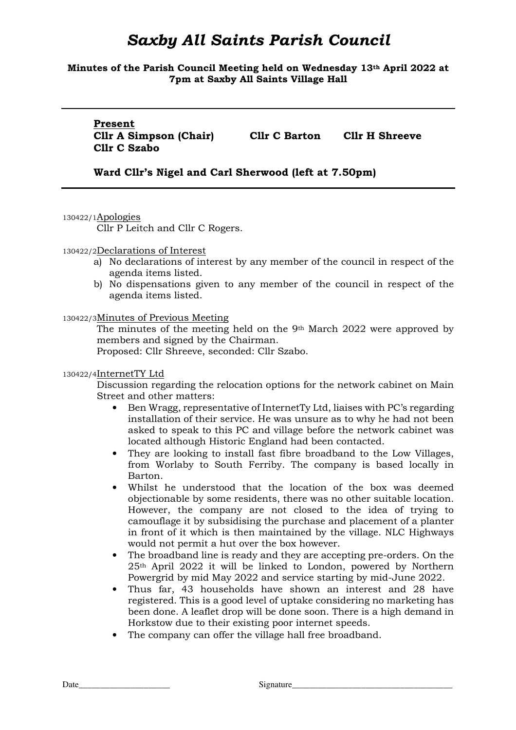# *Saxby All Saints Parish Council*

**Minutes of the Parish Council Meeting held on Wednesday 13th April 2022 at 7pm at Saxby All Saints Village Hall**

---

**Present**

**Cllr A Simpson (Chair)** **Cllr C Barton** **Cllr H Shreeve**
**Cllr C Szabo**

**Ward Cllr's Nigel and Carl Sherwood (left at 7.50pm)**

---

130422/1 Apologies

Cllr P Leitch and Cllr C Rogers.

130422/2 Declarations of Interest

a) No declarations of interest by any member of the council in respect of the agenda items listed.
b) No dispensations given to any member of the council in respect of the agenda items listed.

130422/3 Minutes of Previous Meeting

The minutes of the meeting held on the 9th March 2022 were approved by members and signed by the Chairman.
Proposed: Cllr Shreeve, seconded: Cllr Szabo.

130422/4 InternetTY Ltd

Discussion regarding the relocation options for the network cabinet on Main Street and other matters:

- Ben Wragg, representative of InternetTy Ltd, liaises with PC's regarding installation of their service. He was unsure as to why he had not been asked to speak to this PC and village before the network cabinet was located although Historic England had been contacted.
- They are looking to install fast fibre broadband to the Low Villages, from Worlaby to South Ferriby. The company is based locally in Barton.
- Whilst he understood that the location of the box was deemed objectionable by some residents, there was no other suitable location. However, the company are not closed to the idea of trying to camouflage it by subsidising the purchase and placement of a planter in front of it which is then maintained by the village. NLC Highways would not permit a hut over the box however.
- The broadband line is ready and they are accepting pre-orders. On the 25th April 2022 it will be linked to London, powered by Northern Powergrid by mid May 2022 and service starting by mid-June 2022.
- Thus far, 43 households have shown an interest and 28 have registered. This is a good level of uptake considering no marketing has been done. A leaflet drop will be done soon. There is a high demand in Horkstow due to their existing poor internet speeds.
- The company can offer the village hall free broadband.

Date\_\_\_\_\_\_\_\_\_\_\_\_\_\_\_\_\_\_\_\_\_ Signature\_\_\_\_\_\_\_\_\_\_\_\_\_\_\_\_\_\_\_\_\_\_\_\_\_\_\_\_\_\_\_\_\_\_\_\_\_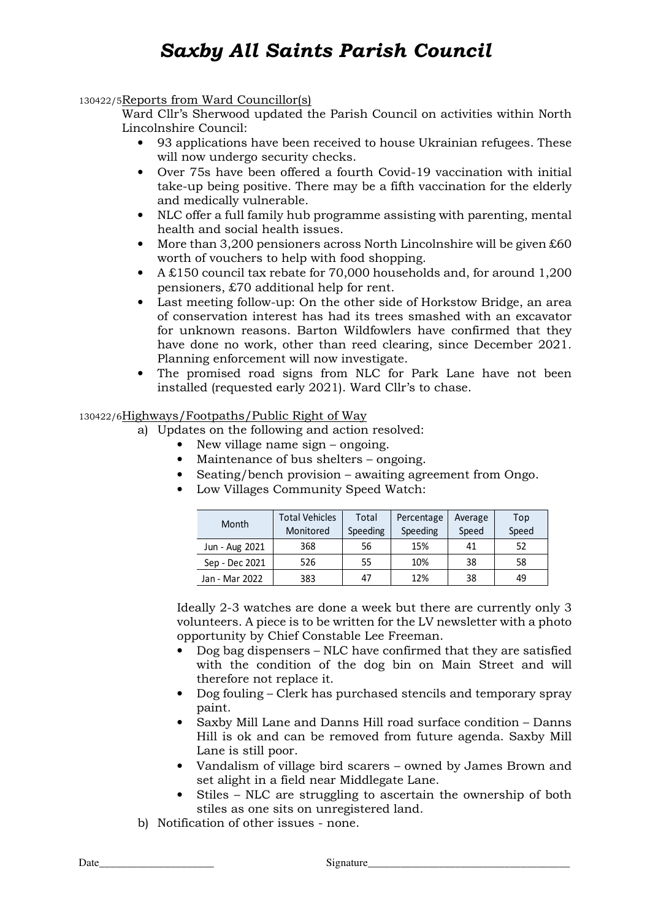130422/5 Reports from Ward Councillor(s)

Ward Cllr's Sherwood updated the Parish Council on activities within North Lincolnshire Council:

- 93 applications have been received to house Ukrainian refugees. These will now undergo security checks.
- Over 75s have been offered a fourth Covid-19 vaccination with initial take-up being positive. There may be a fifth vaccination for the elderly and medically vulnerable.
- NLC offer a full family hub programme assisting with parenting, mental health and social health issues.
- More than 3,200 pensioners across North Lincolnshire will be given £60 worth of vouchers to help with food shopping.
- A £150 council tax rebate for 70,000 households and, for around 1,200 pensioners, £70 additional help for rent.
- Last meeting follow-up: On the other side of Horkstow Bridge, an area of conservation interest has had its trees smashed with an excavator for unknown reasons. Barton Wildfowlers have confirmed that they have done no work, other than reed clearing, since December 2021. Planning enforcement will now investigate.
- The promised road signs from NLC for Park Lane have not been installed (requested early 2021). Ward Cllr's to chase.

130422/6 Highways/Footpaths/Public Right of Way

a) Updates on the following and action resolved:
   - New village name sign – ongoing.
   - Maintenance of bus shelters – ongoing.
   - Seating/bench provision – awaiting agreement from Ongo.
   - Low Villages Community Speed Watch:

| Month | Total Vehicles Monitored | Total Speeding | Percentage Speeding | Average Speed | Top Speed |
|---|---|---|---|---|---|
| Jun - Aug 2021 | 368 | 56 | 15% | 41 | 52 |
| Sep - Dec 2021 | 526 | 55 | 10% | 38 | 58 |
| Jan - Mar 2022 | 383 | 47 | 12% | 38 | 49 |

   Ideally 2-3 watches are done a week but there are currently only 3 volunteers. A piece is to be written for the LV newsletter with a photo opportunity by Chief Constable Lee Freeman.

   - Dog bag dispensers – NLC have confirmed that they are satisfied with the condition of the dog bin on Main Street and will therefore not replace it.
   - Dog fouling – Clerk has purchased stencils and temporary spray paint.
   - Saxby Mill Lane and Danns Hill road surface condition – Danns Hill is ok and can be removed from future agenda. Saxby Mill Lane is still poor.
   - Vandalism of village bird scarers – owned by James Brown and set alight in a field near Middlegate Lane.
   - Stiles – NLC are struggling to ascertain the ownership of both stiles as one sits on unregistered land.

b) Notification of other issues - none.

Date\_\_\_\_\_\_\_\_\_\_\_\_\_\_\_\_\_\_\_\_ Signature\_\_\_\_\_\_\_\_\_\_\_\_\_\_\_\_\_\_\_\_\_\_\_\_\_\_\_\_\_\_\_\_\_\_\_\_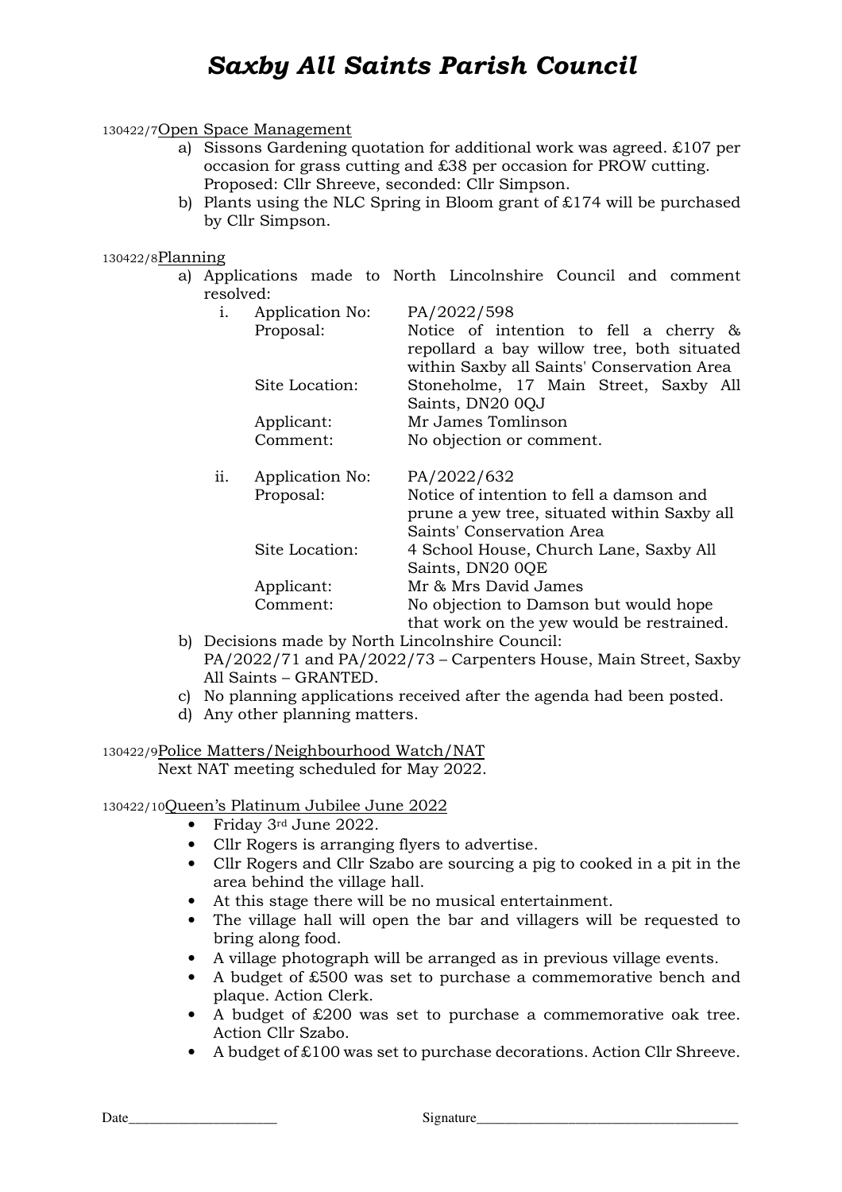130422/7 Open Space Management

a) Sissons Gardening quotation for additional work was agreed. £107 per occasion for grass cutting and £38 per occasion for PROW cutting. Proposed: Cllr Shreeve, seconded: Cllr Simpson.
b) Plants using the NLC Spring in Bloom grant of £174 will be purchased by Cllr Simpson.

130422/8 Planning

a) Applications made to North Lincolnshire Council and comment resolved:
   i. Application No: PA/2022/598
      Proposal: Notice of intention to fell a cherry & repollard a bay willow tree, both situated within Saxby all Saints' Conservation Area
      Site Location: Stoneholme, 17 Main Street, Saxby All Saints, DN20 0QJ
      Applicant: Mr James Tomlinson
      Comment: No objection or comment.

   ii. Application No: PA/2022/632
      Proposal: Notice of intention to fell a damson and prune a yew tree, situated within Saxby all Saints' Conservation Area
      Site Location: 4 School House, Church Lane, Saxby All Saints, DN20 0QE
      Applicant: Mr & Mrs David James
      Comment: No objection to Damson but would hope that work on the yew would be restrained.
b) Decisions made by North Lincolnshire Council:
   PA/2022/71 and PA/2022/73 – Carpenters House, Main Street, Saxby All Saints – GRANTED.
c) No planning applications received after the agenda had been posted.
d) Any other planning matters.

130422/9 Police Matters/Neighbourhood Watch/NAT

Next NAT meeting scheduled for May 2022.

130422/10 Queen's Platinum Jubilee June 2022

- Friday 3rd June 2022.
- Cllr Rogers is arranging flyers to advertise.
- Cllr Rogers and Cllr Szabo are sourcing a pig to cooked in a pit in the area behind the village hall.
- At this stage there will be no musical entertainment.
- The village hall will open the bar and villagers will be requested to bring along food.
- A village photograph will be arranged as in previous village events.
- A budget of £500 was set to purchase a commemorative bench and plaque. Action Clerk.
- A budget of £200 was set to purchase a commemorative oak tree. Action Cllr Szabo.
- A budget of £100 was set to purchase decorations. Action Cllr Shreeve.

Date______________________ Signature_______________________________________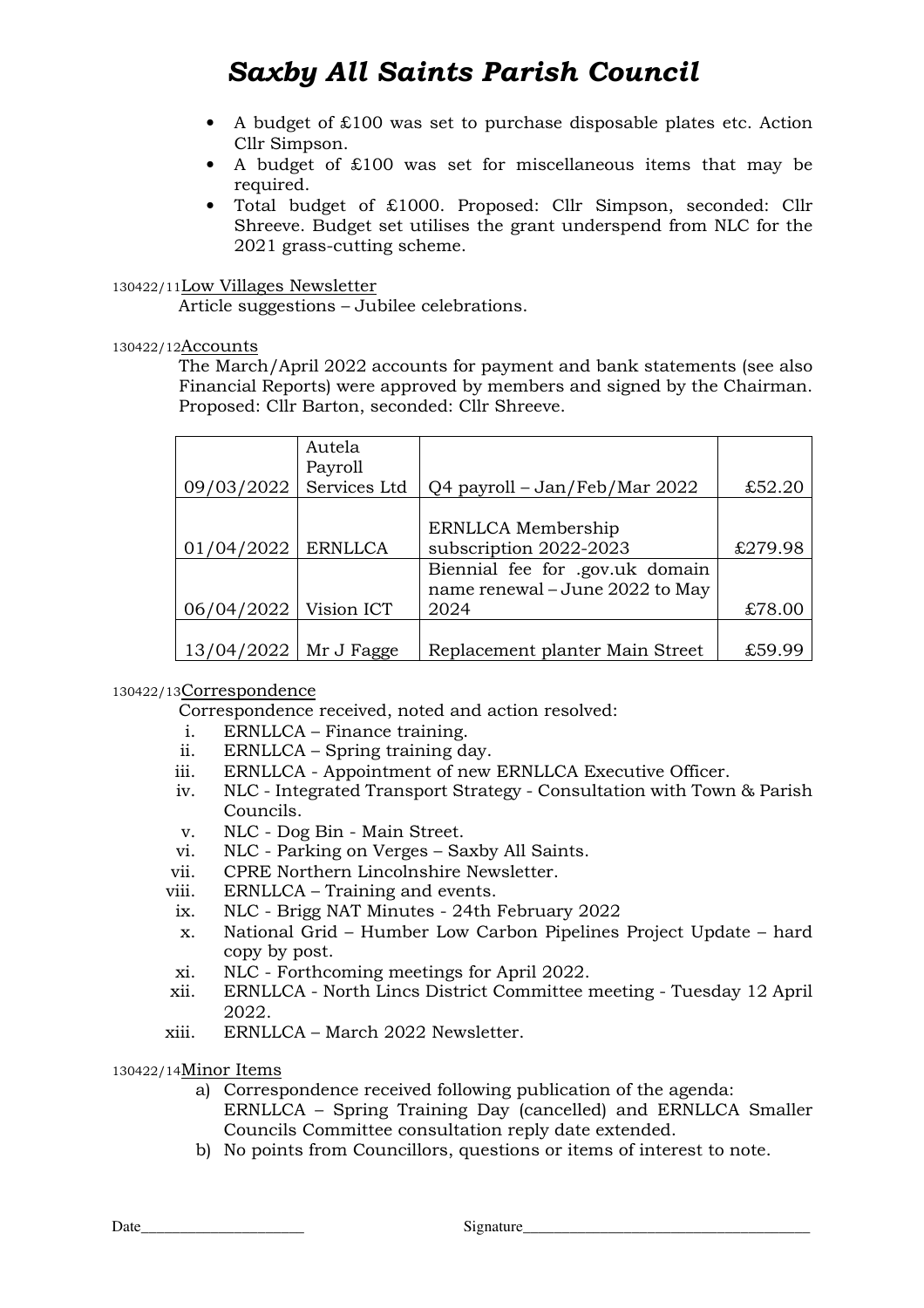- A budget of £100 was set to purchase disposable plates etc. Action Cllr Simpson.
- A budget of £100 was set for miscellaneous items that may be required.
- Total budget of £1000. Proposed: Cllr Simpson, seconded: Cllr Shreeve. Budget set utilises the grant underspend from NLC for the 2021 grass-cutting scheme.

130422/11 Low Villages Newsletter

Article suggestions – Jubilee celebrations.

130422/12 Accounts

The March/April 2022 accounts for payment and bank statements (see also Financial Reports) were approved by members and signed by the Chairman. Proposed: Cllr Barton, seconded: Cllr Shreeve.

| | | | |
|---|---|---|---|
| 09/03/2022 | Autela Payroll Services Ltd | Q4 payroll – Jan/Feb/Mar 2022 | £52.20 |
| 01/04/2022 | ERNLLCA | ERNLLCA Membership subscription 2022-2023 | £279.98 |
| 06/04/2022 | Vision ICT | Biennial fee for .gov.uk domain name renewal – June 2022 to May 2024 | £78.00 |
| 13/04/2022 | Mr J Fagge | Replacement planter Main Street | £59.99 |

130422/13 Correspondence

Correspondence received, noted and action resolved:

i. ERNLLCA – Finance training.
ii. ERNLLCA – Spring training day.
iii. ERNLLCA - Appointment of new ERNLLCA Executive Officer.
iv. NLC - Integrated Transport Strategy - Consultation with Town & Parish Councils.
v. NLC - Dog Bin - Main Street.
vi. NLC - Parking on Verges – Saxby All Saints.
vii. CPRE Northern Lincolnshire Newsletter.
viii. ERNLLCA – Training and events.
ix. NLC - Brigg NAT Minutes - 24th February 2022
x. National Grid – Humber Low Carbon Pipelines Project Update – hard copy by post.
xi. NLC - Forthcoming meetings for April 2022.
xii. ERNLLCA - North Lincs District Committee meeting - Tuesday 12 April 2022.
xiii. ERNLLCA – March 2022 Newsletter.

130422/14 Minor Items

a) Correspondence received following publication of the agenda: ERNLLCA – Spring Training Day (cancelled) and ERNLLCA Smaller Councils Committee consultation reply date extended.
b) No points from Councillors, questions or items of interest to note.

Date_____________________ Signature_____________________________________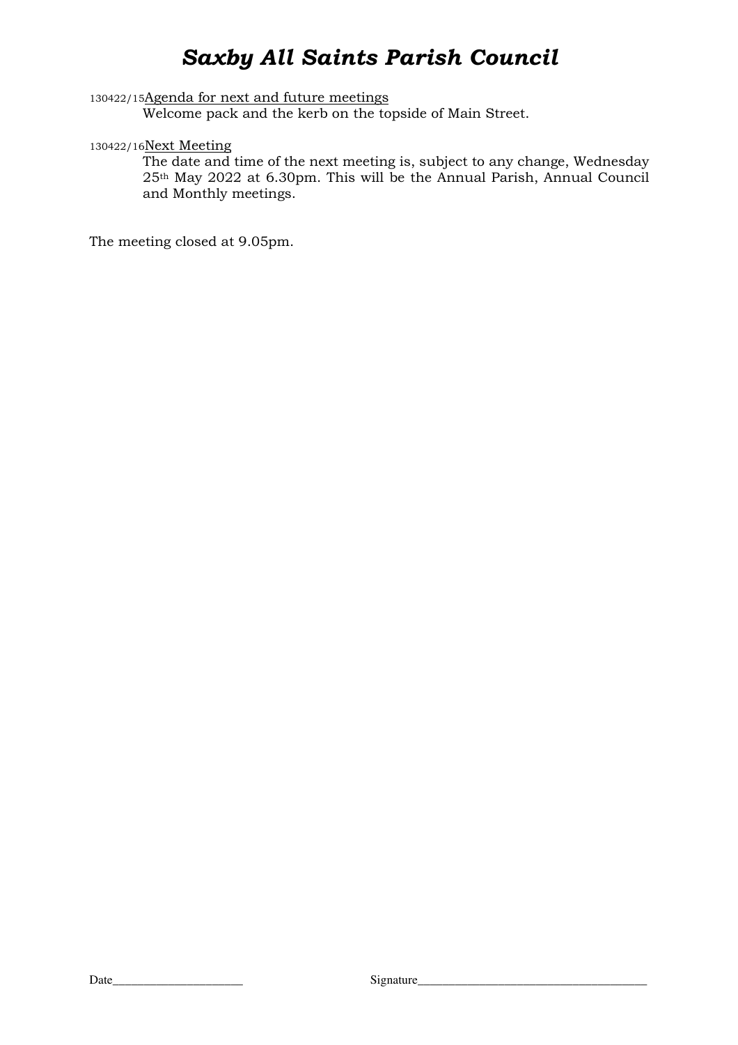# *Saxby All Saints Parish Council*

130422/15 Agenda for next and future meetings

Welcome pack and the kerb on the topside of Main Street.

130422/16 Next Meeting

The date and time of the next meeting is, subject to any change, Wednesday 25th May 2022 at 6.30pm. This will be the Annual Parish, Annual Council and Monthly meetings.

The meeting closed at 9.05pm.

Date_____________________ Signature_____________________________________